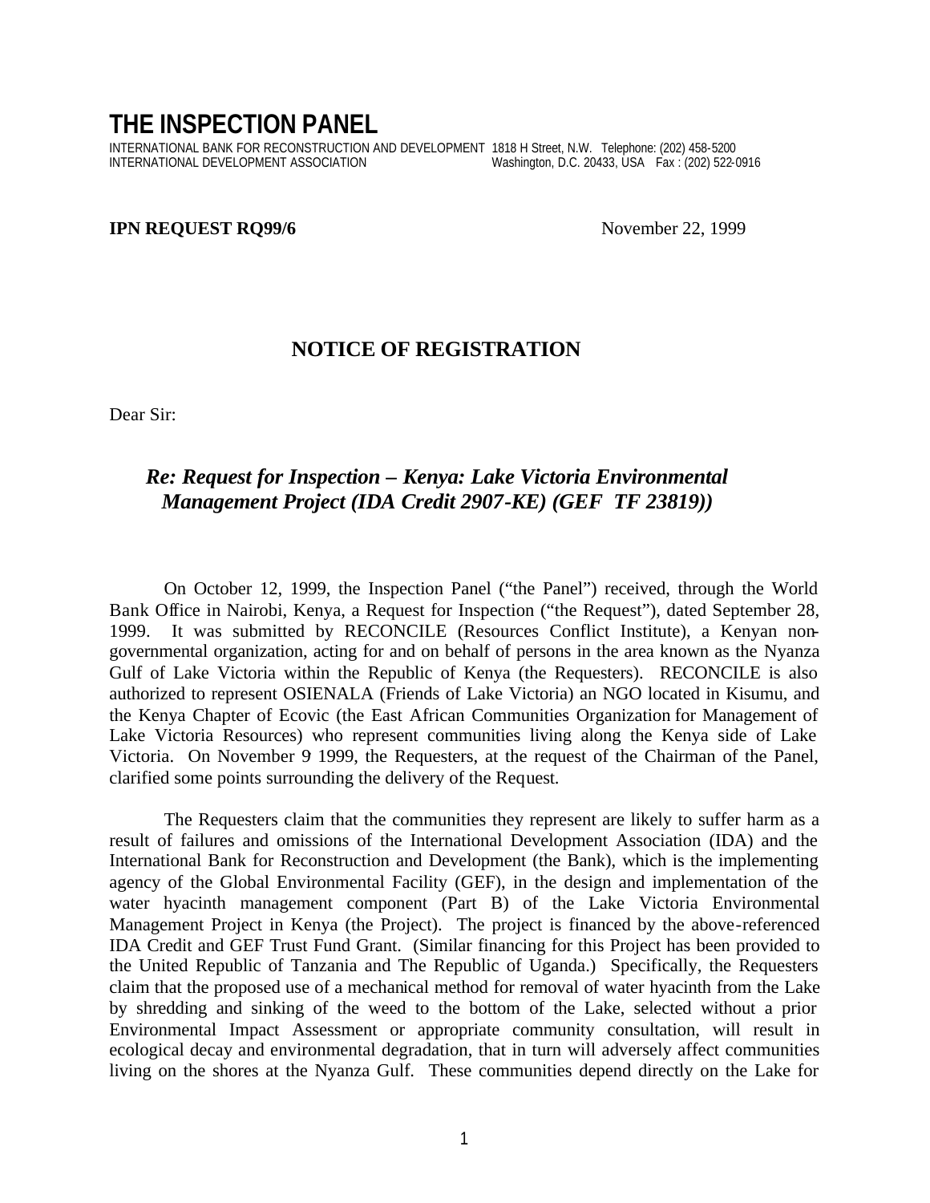# THE INSPECTION PANEL

INTERNATIONAL BANK FOR RECONSTRUCTION AND DEVELOPMENT 1818 H Street, N.W. Telephone: (202) 458-5200
INTERNATIONAL DEVELOPMENT ASSOCIATION Washington, D.C. 20433, USA Fax : (202) 522-0916

**IPN REQUEST RQ99/6** November 22, 1999

## NOTICE OF REGISTRATION

Dear Sir:

### *Re: Request for Inspection – Kenya: Lake Victoria Environmental Management Project (IDA Credit 2907-KE) (GEF TF 23819))*

On October 12, 1999, the Inspection Panel ("the Panel") received, through the World Bank Office in Nairobi, Kenya, a Request for Inspection ("the Request"), dated September 28, 1999. It was submitted by RECONCILE (Resources Conflict Institute), a Kenyan non-governmental organization, acting for and on behalf of persons in the area known as the Nyanza Gulf of Lake Victoria within the Republic of Kenya (the Requesters). RECONCILE is also authorized to represent OSIENALA (Friends of Lake Victoria) an NGO located in Kisumu, and the Kenya Chapter of Ecovic (the East African Communities Organization for Management of Lake Victoria Resources) who represent communities living along the Kenya side of Lake Victoria. On November 9 1999, the Requesters, at the request of the Chairman of the Panel, clarified some points surrounding the delivery of the Request.

The Requesters claim that the communities they represent are likely to suffer harm as a result of failures and omissions of the International Development Association (IDA) and the International Bank for Reconstruction and Development (the Bank), which is the implementing agency of the Global Environmental Facility (GEF), in the design and implementation of the water hyacinth management component (Part B) of the Lake Victoria Environmental Management Project in Kenya (the Project). The project is financed by the above-referenced IDA Credit and GEF Trust Fund Grant. (Similar financing for this Project has been provided to the United Republic of Tanzania and The Republic of Uganda.) Specifically, the Requesters claim that the proposed use of a mechanical method for removal of water hyacinth from the Lake by shredding and sinking of the weed to the bottom of the Lake, selected without a prior Environmental Impact Assessment or appropriate community consultation, will result in ecological decay and environmental degradation, that in turn will adversely affect communities living on the shores at the Nyanza Gulf. These communities depend directly on the Lake for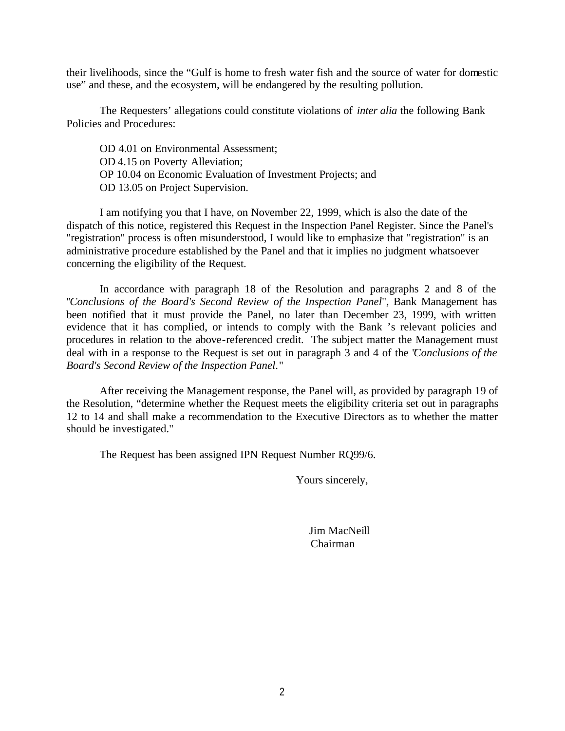their livelihoods, since the "Gulf is home to fresh water fish and the source of water for domestic use" and these, and the ecosystem, will be endangered by the resulting pollution.

The Requesters' allegations could constitute violations of *inter alia* the following Bank Policies and Procedures:

OD 4.01 on Environmental Assessment;
OD 4.15 on Poverty Alleviation;
OP 10.04 on Economic Evaluation of Investment Projects; and
OD 13.05 on Project Supervision.

I am notifying you that I have, on November 22, 1999, which is also the date of the dispatch of this notice, registered this Request in the Inspection Panel Register. Since the Panel's "registration" process is often misunderstood, I would like to emphasize that "registration" is an administrative procedure established by the Panel and that it implies no judgment whatsoever concerning the eligibility of the Request.

In accordance with paragraph 18 of the Resolution and paragraphs 2 and 8 of the "*Conclusions of the Board's Second Review of the Inspection Panel*", Bank Management has been notified that it must provide the Panel, no later than December 23, 1999, with written evidence that it has complied, or intends to comply with the Bank 's relevant policies and procedures in relation to the above-referenced credit. The subject matter the Management must deal with in a response to the Request is set out in paragraph 3 and 4 of the "*Conclusions of the Board's Second Review of the Inspection Panel*."

After receiving the Management response, the Panel will, as provided by paragraph 19 of the Resolution, "determine whether the Request meets the eligibility criteria set out in paragraphs 12 to 14 and shall make a recommendation to the Executive Directors as to whether the matter should be investigated."

The Request has been assigned IPN Request Number RQ99/6.

Yours sincerely,

Jim MacNeill
Chairman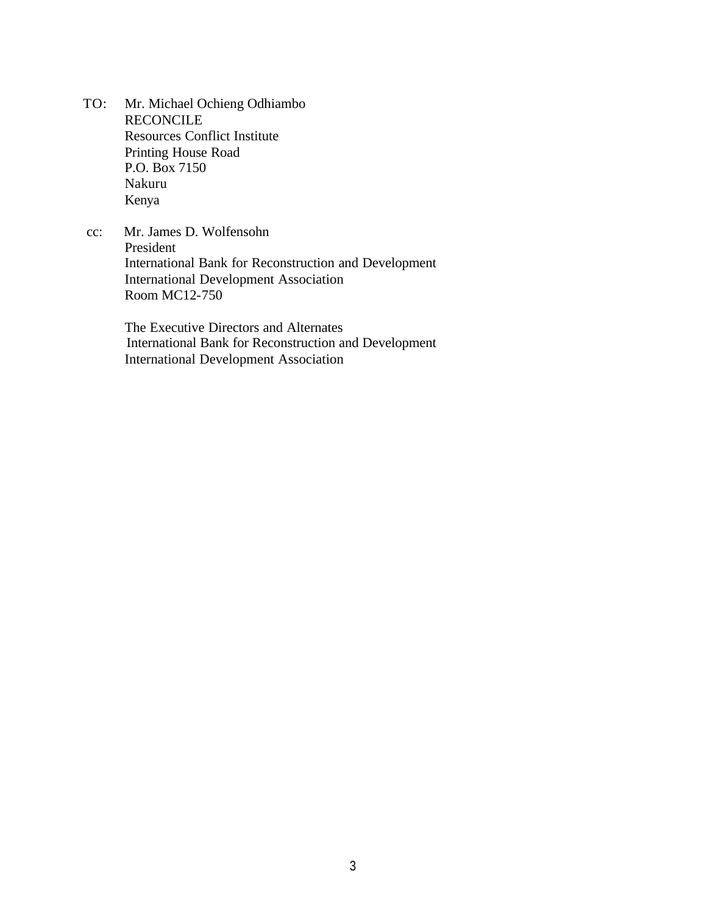TO: Mr. Michael Ochieng Odhiambo
RECONCILE
Resources Conflict Institute
Printing House Road
P.O. Box 7150
Nakuru
Kenya

cc: Mr. James D. Wolfensohn
President
International Bank for Reconstruction and Development
International Development Association
Room MC12-750

The Executive Directors and Alternates
International Bank for Reconstruction and Development
International Development Association